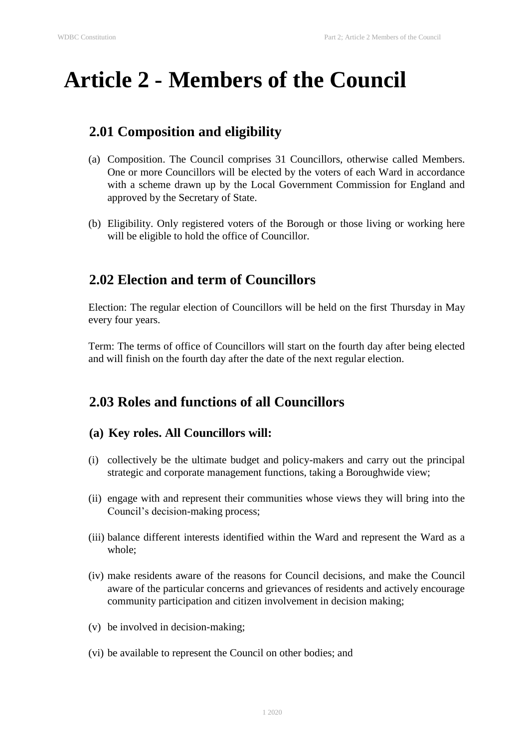# Article 2 - Members of the Council

## 2.01 Composition and eligibility

(a) Composition. The Council comprises 31 Councillors, otherwise called Members. One or more Councillors will be elected by the voters of each Ward in accordance with a scheme drawn up by the Local Government Commission for England and approved by the Secretary of State.

(b) Eligibility. Only registered voters of the Borough or those living or working here will be eligible to hold the office of Councillor.

## 2.02 Election and term of Councillors

Election: The regular election of Councillors will be held on the first Thursday in May every four years.

Term: The terms of office of Councillors will start on the fourth day after being elected and will finish on the fourth day after the date of the next regular election.

## 2.03 Roles and functions of all Councillors

### (a) Key roles. All Councillors will:

(i) collectively be the ultimate budget and policy-makers and carry out the principal strategic and corporate management functions, taking a Boroughwide view;

(ii) engage with and represent their communities whose views they will bring into the Council's decision-making process;

(iii) balance different interests identified within the Ward and represent the Ward as a whole;

(iv) make residents aware of the reasons for Council decisions, and make the Council aware of the particular concerns and grievances of residents and actively encourage community participation and citizen involvement in decision making;

(v) be involved in decision-making;

(vi) be available to represent the Council on other bodies; and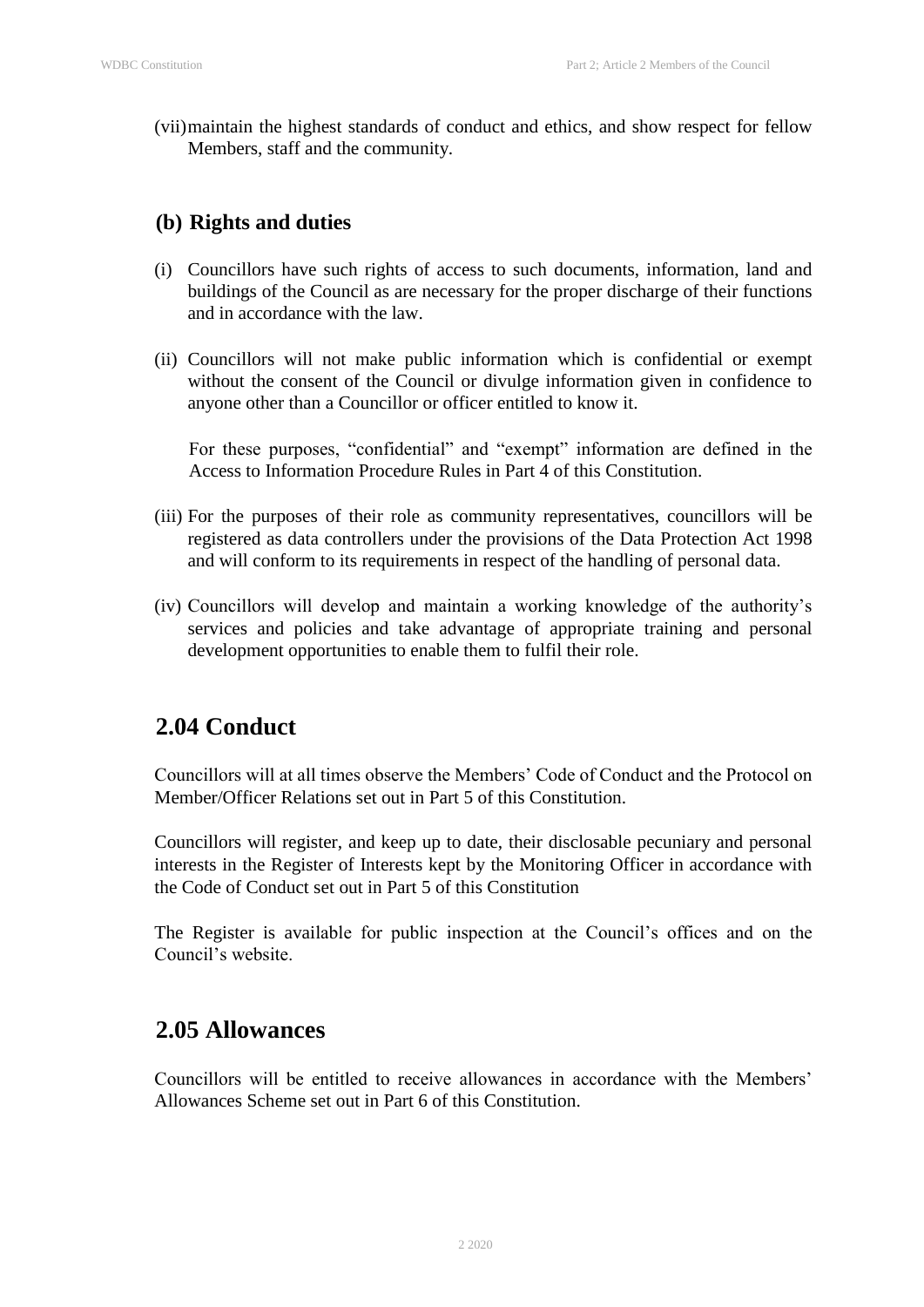(vii) maintain the highest standards of conduct and ethics, and show respect for fellow Members, staff and the community.

### (b) Rights and duties

(i) Councillors have such rights of access to such documents, information, land and buildings of the Council as are necessary for the proper discharge of their functions and in accordance with the law.

(ii) Councillors will not make public information which is confidential or exempt without the consent of the Council or divulge information given in confidence to anyone other than a Councillor or officer entitled to know it.

For these purposes, "confidential" and "exempt" information are defined in the Access to Information Procedure Rules in Part 4 of this Constitution.

(iii) For the purposes of their role as community representatives, councillors will be registered as data controllers under the provisions of the Data Protection Act 1998 and will conform to its requirements in respect of the handling of personal data.

(iv) Councillors will develop and maintain a working knowledge of the authority's services and policies and take advantage of appropriate training and personal development opportunities to enable them to fulfil their role.

## 2.04 Conduct

Councillors will at all times observe the Members' Code of Conduct and the Protocol on Member/Officer Relations set out in Part 5 of this Constitution.

Councillors will register, and keep up to date, their disclosable pecuniary and personal interests in the Register of Interests kept by the Monitoring Officer in accordance with the Code of Conduct set out in Part 5 of this Constitution

The Register is available for public inspection at the Council's offices and on the Council's website.

## 2.05 Allowances

Councillors will be entitled to receive allowances in accordance with the Members' Allowances Scheme set out in Part 6 of this Constitution.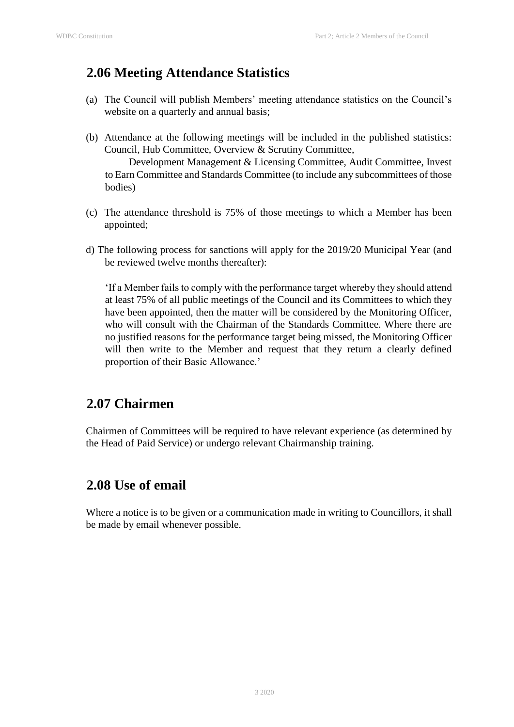## 2.06 Meeting Attendance Statistics

(a) The Council will publish Members' meeting attendance statistics on the Council's website on a quarterly and annual basis;

(b) Attendance at the following meetings will be included in the published statistics: Council, Hub Committee, Overview & Scrutiny Committee, Development Management & Licensing Committee, Audit Committee, Invest to Earn Committee and Standards Committee (to include any subcommittees of those bodies)

(c) The attendance threshold is 75% of those meetings to which a Member has been appointed;

d) The following process for sanctions will apply for the 2019/20 Municipal Year (and be reviewed twelve months thereafter):

'If a Member fails to comply with the performance target whereby they should attend at least 75% of all public meetings of the Council and its Committees to which they have been appointed, then the matter will be considered by the Monitoring Officer, who will consult with the Chairman of the Standards Committee. Where there are no justified reasons for the performance target being missed, the Monitoring Officer will then write to the Member and request that they return a clearly defined proportion of their Basic Allowance.'

## 2.07 Chairmen

Chairmen of Committees will be required to have relevant experience (as determined by the Head of Paid Service) or undergo relevant Chairmanship training.

## 2.08 Use of email

Where a notice is to be given or a communication made in writing to Councillors, it shall be made by email whenever possible.